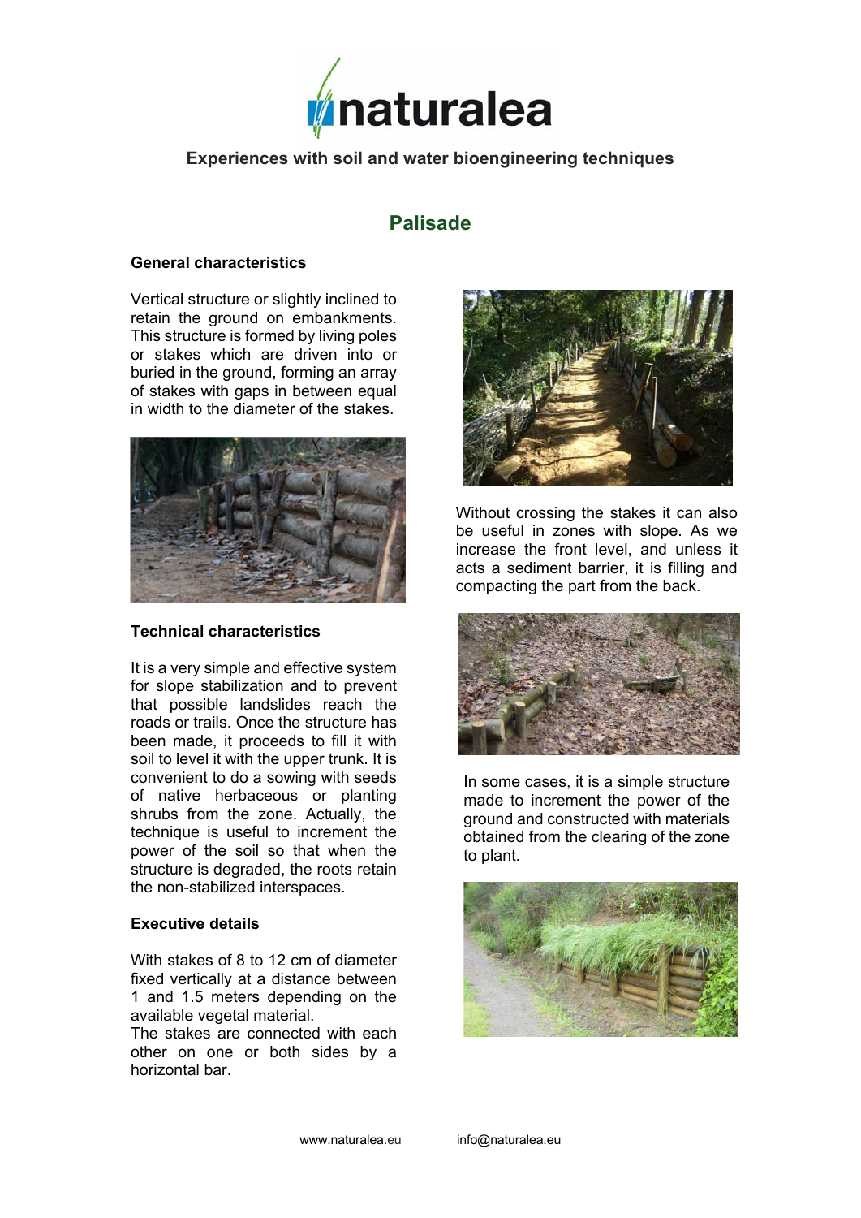naturalea

**Experiences with soil and water bioengineering techniques**

# Palisade

### General characteristics

Vertical structure or slightly inclined to retain the ground on embankments. This structure is formed by living poles or stakes which are driven into or buried in the ground, forming an array of stakes with gaps in between equal in width to the diameter of the stakes.

Without crossing the stakes it can also be useful in zones with slope. As we increase the front level, and unless it acts a sediment barrier, it is filling and compacting the part from the back.

### Technical characteristics

It is a very simple and effective system for slope stabilization and to prevent that possible landslides reach the roads or trails. Once the structure has been made, it proceeds to fill it with soil to level it with the upper trunk. It is convenient to do a sowing with seeds of native herbaceous or planting shrubs from the zone. Actually, the technique is useful to increment the power of the soil so that when the structure is degraded, the roots retain the non-stabilized interspaces.

In some cases, it is a simple structure made to increment the power of the ground and constructed with materials obtained from the clearing of the zone to plant.

### Executive details

With stakes of 8 to 12 cm of diameter fixed vertically at a distance between 1 and 1.5 meters depending on the available vegetal material.
The stakes are connected with each other on one or both sides by a horizontal bar.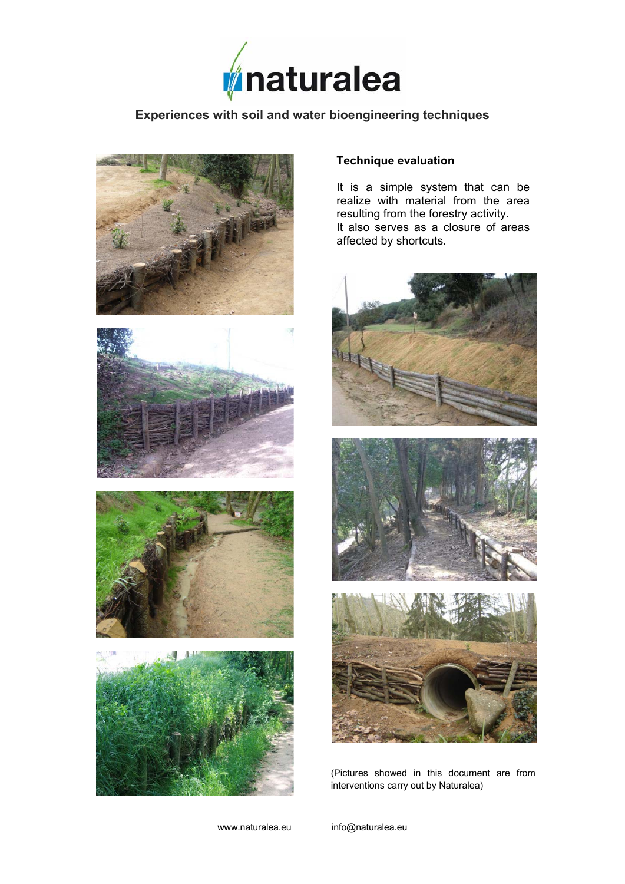naturalea

**Experiences with soil and water bioengineering techniques**

### Technique evaluation

It is a simple system that can be realize with material from the area resulting from the forestry activity.
It also serves as a closure of areas affected by shortcuts.

(Pictures showed in this document are from interventions carry out by Naturalea)

www.naturalea.eu info@naturalea.eu